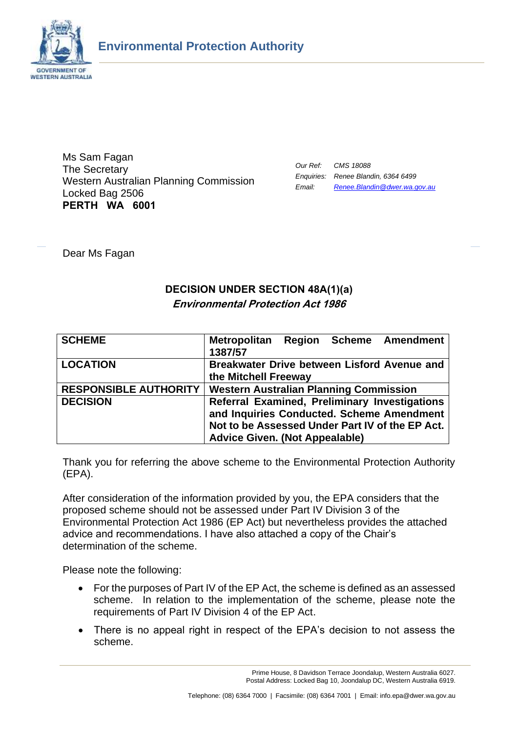**Environmental Protection Authority**

Ms Sam Fagan
The Secretary
Western Australian Planning Commission
Locked Bag 2506
**PERTH WA 6001**

*Our Ref:* *CMS 18088*
*Enquiries:* *Renee Blandin, 6364 6499*
*Email:* *Renee.Blandin@dwer.wa.gov.au*

Dear Ms Fagan

## DECISION UNDER SECTION 48A(1)(a)
### *Environmental Protection Act 1986*

| | |
|---|---|
| **SCHEME** | **Metropolitan Region Scheme Amendment 1387/57** |
| **LOCATION** | **Breakwater Drive between Lisford Avenue and the Mitchell Freeway** |
| **RESPONSIBLE AUTHORITY** | **Western Australian Planning Commission** |
| **DECISION** | **Referral Examined, Preliminary Investigations and Inquiries Conducted. Scheme Amendment Not to be Assessed Under Part IV of the EP Act. Advice Given. (Not Appealable)** |

Thank you for referring the above scheme to the Environmental Protection Authority (EPA).

After consideration of the information provided by you, the EPA considers that the proposed scheme should not be assessed under Part IV Division 3 of the Environmental Protection Act 1986 (EP Act) but nevertheless provides the attached advice and recommendations. I have also attached a copy of the Chair's determination of the scheme.

Please note the following:

- For the purposes of Part IV of the EP Act, the scheme is defined as an assessed scheme. In relation to the implementation of the scheme, please note the requirements of Part IV Division 4 of the EP Act.
- There is no appeal right in respect of the EPA's decision to not assess the scheme.

Prime House, 8 Davidson Terrace Joondalup, Western Australia 6027.
Postal Address: Locked Bag 10, Joondalup DC, Western Australia 6919.

Telephone: (08) 6364 7000 | Facsimile: (08) 6364 7001 | Email: info.epa@dwer.wa.gov.au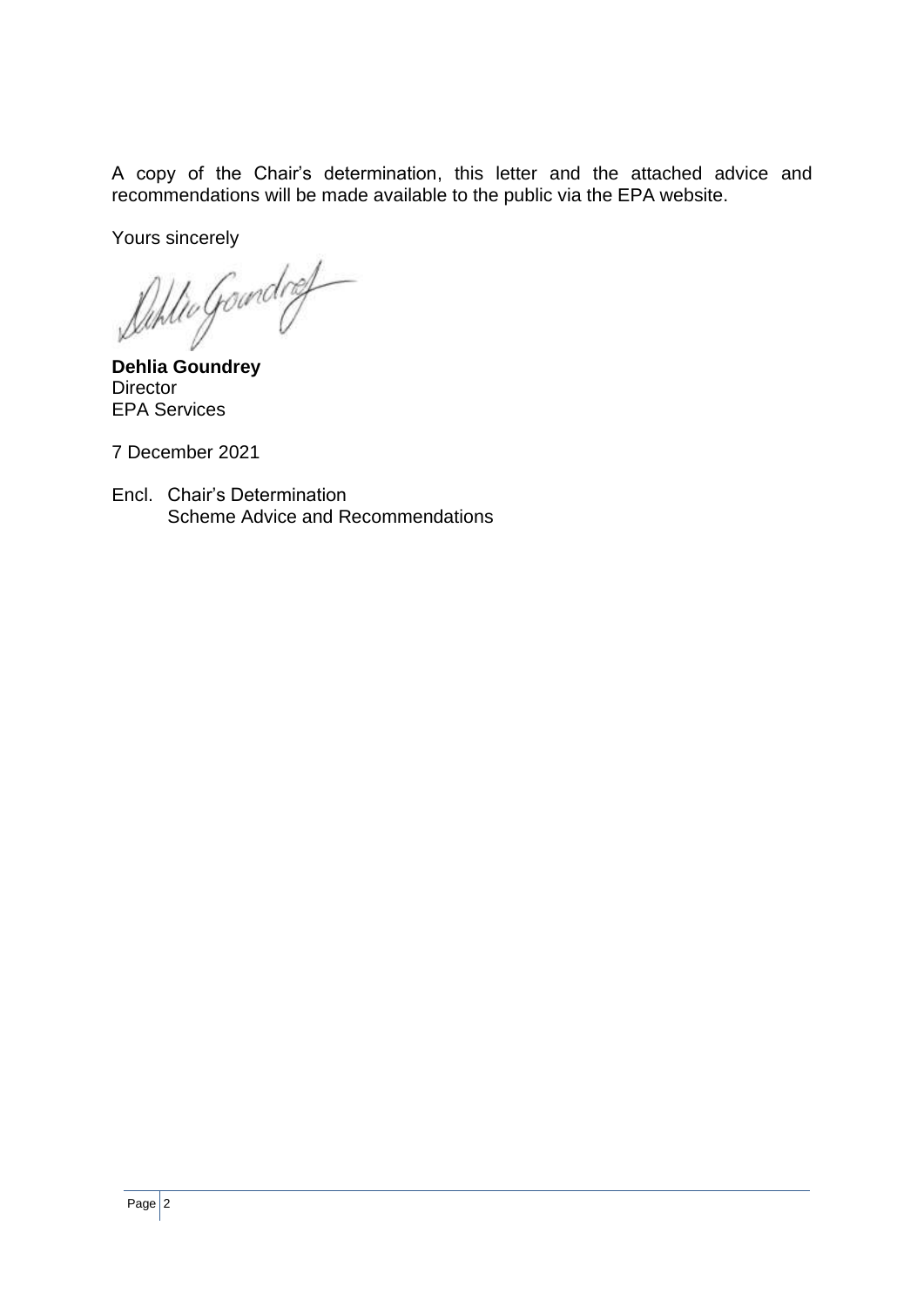A copy of the Chair's determination, this letter and the attached advice and recommendations will be made available to the public via the EPA website.

Yours sincerely

**Dehlia Goundrey**
Director
EPA Services

7 December 2021

Encl. Chair's Determination
Scheme Advice and Recommendations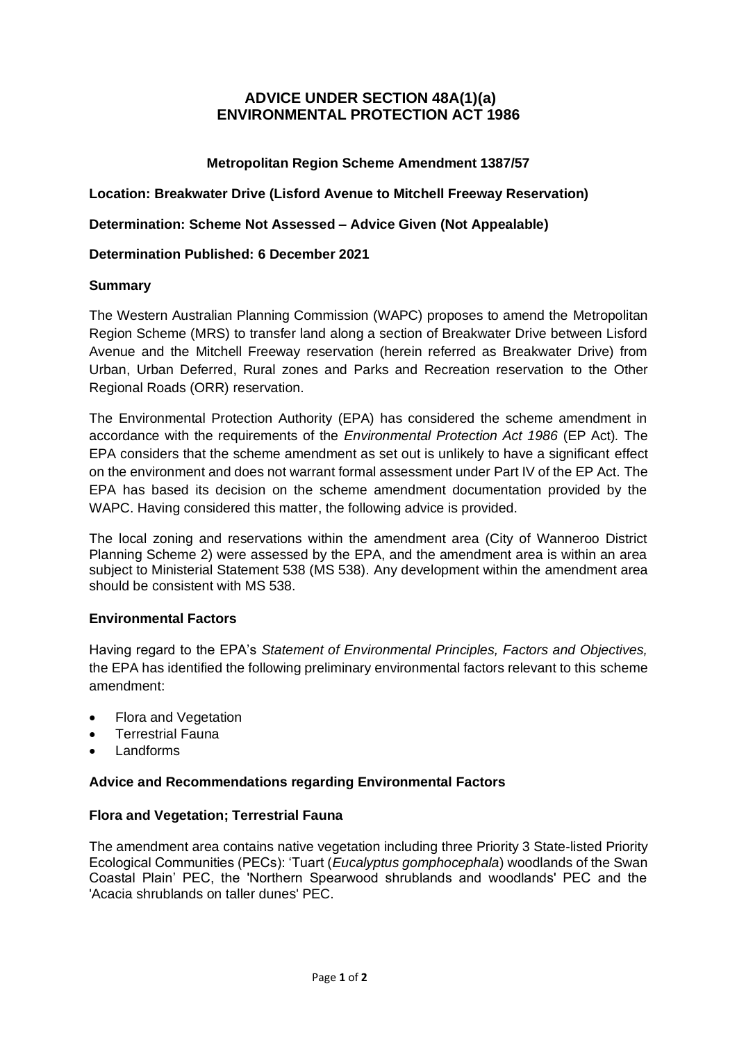# ADVICE UNDER SECTION 48A(1)(a) ENVIRONMENTAL PROTECTION ACT 1986

**Metropolitan Region Scheme Amendment 1387/57**

**Location: Breakwater Drive (Lisford Avenue to Mitchell Freeway Reservation)**

**Determination: Scheme Not Assessed – Advice Given (Not Appealable)**

**Determination Published: 6 December 2021**

## Summary

The Western Australian Planning Commission (WAPC) proposes to amend the Metropolitan Region Scheme (MRS) to transfer land along a section of Breakwater Drive between Lisford Avenue and the Mitchell Freeway reservation (herein referred as Breakwater Drive) from Urban, Urban Deferred, Rural zones and Parks and Recreation reservation to the Other Regional Roads (ORR) reservation.

The Environmental Protection Authority (EPA) has considered the scheme amendment in accordance with the requirements of the *Environmental Protection Act 1986* (EP Act). The EPA considers that the scheme amendment as set out is unlikely to have a significant effect on the environment and does not warrant formal assessment under Part IV of the EP Act. The EPA has based its decision on the scheme amendment documentation provided by the WAPC. Having considered this matter, the following advice is provided.

The local zoning and reservations within the amendment area (City of Wanneroo District Planning Scheme 2) were assessed by the EPA, and the amendment area is within an area subject to Ministerial Statement 538 (MS 538). Any development within the amendment area should be consistent with MS 538.

## Environmental Factors

Having regard to the EPA's *Statement of Environmental Principles, Factors and Objectives,* the EPA has identified the following preliminary environmental factors relevant to this scheme amendment:

- Flora and Vegetation
- Terrestrial Fauna
- Landforms

## Advice and Recommendations regarding Environmental Factors

### Flora and Vegetation; Terrestrial Fauna

The amendment area contains native vegetation including three Priority 3 State-listed Priority Ecological Communities (PECs): 'Tuart (*Eucalyptus gomphocephala*) woodlands of the Swan Coastal Plain' PEC, the 'Northern Spearwood shrublands and woodlands' PEC and the 'Acacia shrublands on taller dunes' PEC.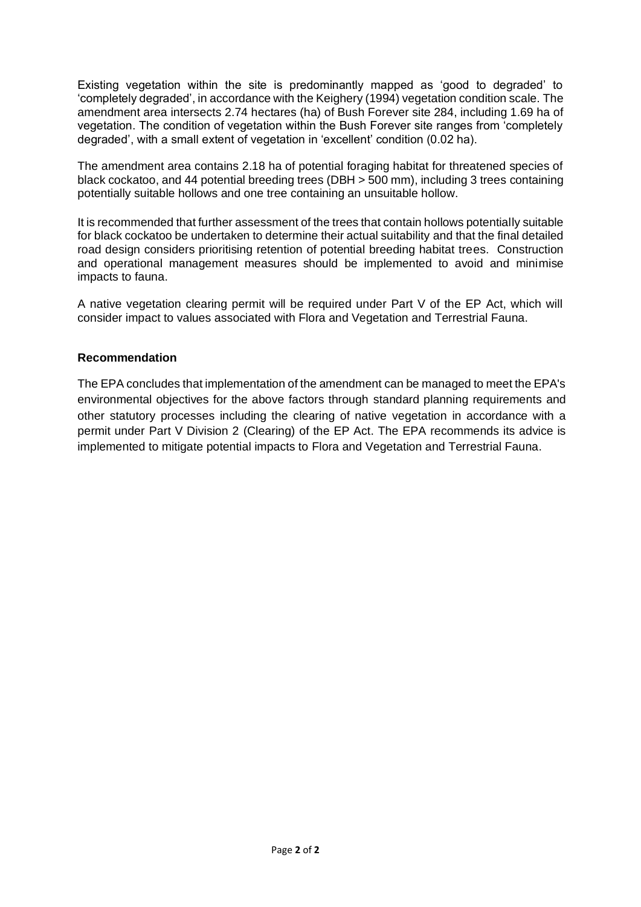Existing vegetation within the site is predominantly mapped as 'good to degraded' to 'completely degraded', in accordance with the Keighery (1994) vegetation condition scale. The amendment area intersects 2.74 hectares (ha) of Bush Forever site 284, including 1.69 ha of vegetation. The condition of vegetation within the Bush Forever site ranges from 'completely degraded', with a small extent of vegetation in 'excellent' condition (0.02 ha).

The amendment area contains 2.18 ha of potential foraging habitat for threatened species of black cockatoo, and 44 potential breeding trees (DBH > 500 mm), including 3 trees containing potentially suitable hollows and one tree containing an unsuitable hollow.

It is recommended that further assessment of the trees that contain hollows potentially suitable for black cockatoo be undertaken to determine their actual suitability and that the final detailed road design considers prioritising retention of potential breeding habitat trees. Construction and operational management measures should be implemented to avoid and minimise impacts to fauna.

A native vegetation clearing permit will be required under Part V of the EP Act, which will consider impact to values associated with Flora and Vegetation and Terrestrial Fauna.

**Recommendation**

The EPA concludes that implementation of the amendment can be managed to meet the EPA's environmental objectives for the above factors through standard planning requirements and other statutory processes including the clearing of native vegetation in accordance with a permit under Part V Division 2 (Clearing) of the EP Act. The EPA recommends its advice is implemented to mitigate potential impacts to Flora and Vegetation and Terrestrial Fauna.